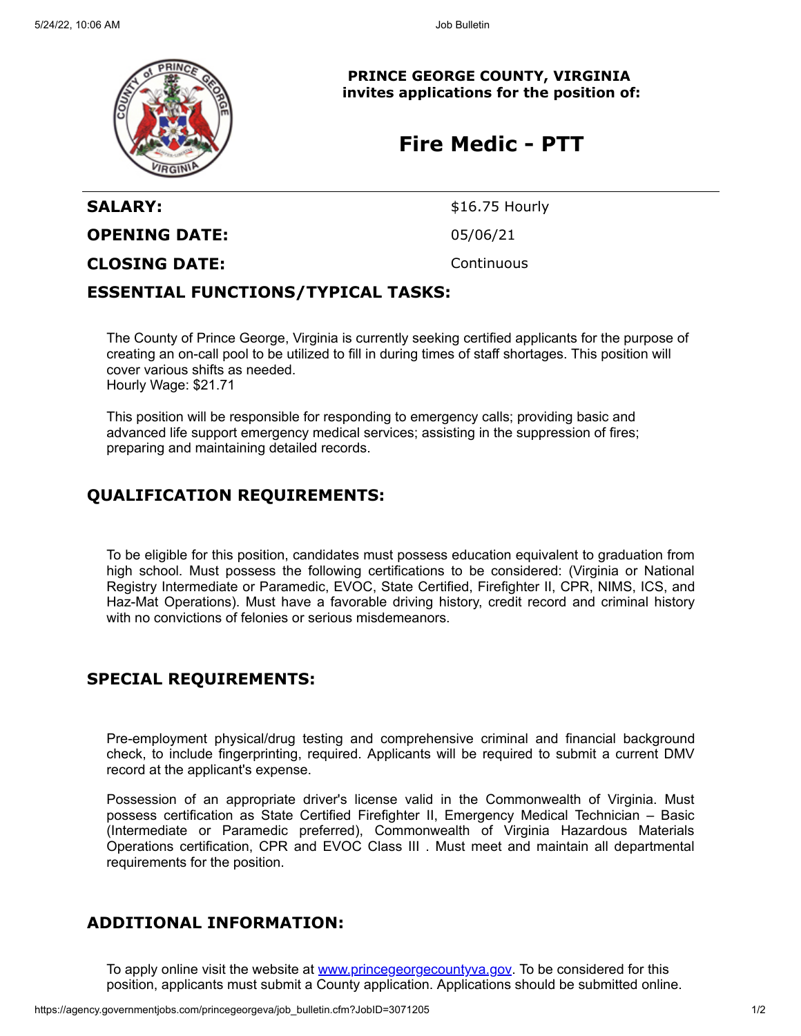**PRINCE GEORGE COUNTY, VIRGINIA**
**invites applications for the position of:**

# Fire Medic - PTT

| | |
|---|---|
| **SALARY:** | $16.75 Hourly |
| **OPENING DATE:** | 05/06/21 |
| **CLOSING DATE:** | Continuous |

## ESSENTIAL FUNCTIONS/TYPICAL TASKS:

The County of Prince George, Virginia is currently seeking certified applicants for the purpose of creating an on-call pool to be utilized to fill in during times of staff shortages. This position will cover various shifts as needed.
Hourly Wage: $21.71

This position will be responsible for responding to emergency calls; providing basic and advanced life support emergency medical services; assisting in the suppression of fires; preparing and maintaining detailed records.

## QUALIFICATION REQUIREMENTS:

To be eligible for this position, candidates must possess education equivalent to graduation from high school. Must possess the following certifications to be considered: (Virginia or National Registry Intermediate or Paramedic, EVOC, State Certified, Firefighter II, CPR, NIMS, ICS, and Haz-Mat Operations). Must have a favorable driving history, credit record and criminal history with no convictions of felonies or serious misdemeanors.

## SPECIAL REQUIREMENTS:

Pre-employment physical/drug testing and comprehensive criminal and financial background check, to include fingerprinting, required. Applicants will be required to submit a current DMV record at the applicant's expense.

Possession of an appropriate driver's license valid in the Commonwealth of Virginia. Must possess certification as State Certified Firefighter II, Emergency Medical Technician – Basic (Intermediate or Paramedic preferred), Commonwealth of Virginia Hazardous Materials Operations certification, CPR and EVOC Class III . Must meet and maintain all departmental requirements for the position.

## ADDITIONAL INFORMATION:

To apply online visit the website at [www.princegeorgecountyva.gov](http://www.princegeorgecountyva.gov). To be considered for this position, applicants must submit a County application. Applications should be submitted online.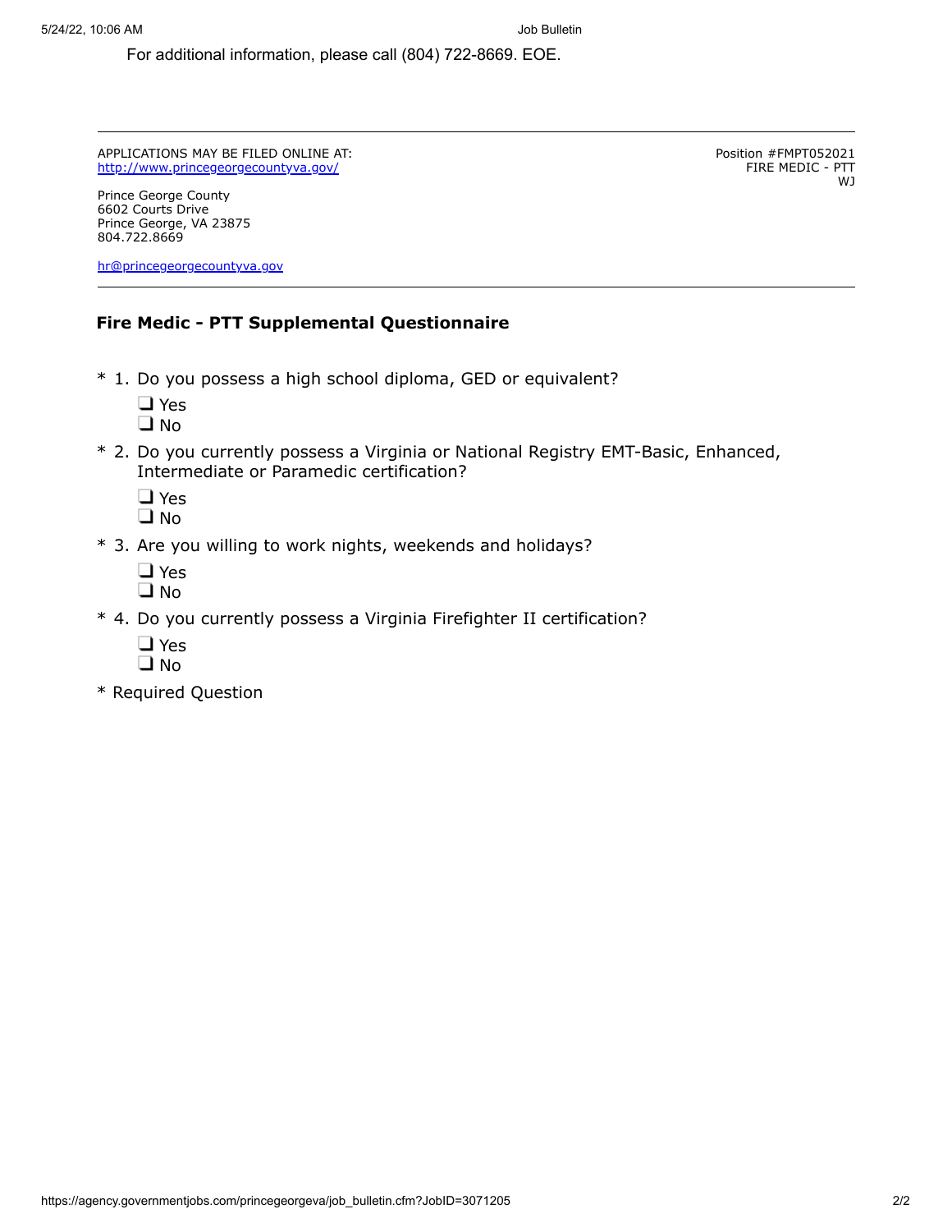For additional information, please call (804) 722-8669. EOE.

---

APPLICATIONS MAY BE FILED ONLINE AT:
http://www.princegeorgecountyva.gov/

Prince George County
6602 Courts Drive
Prince George, VA 23875
804.722.8669

hr@princegeorgecountyva.gov

Position #FMPT052021
FIRE MEDIC - PTT
WJ

---

### Fire Medic - PTT Supplemental Questionnaire

* 1. Do you possess a high school diploma, GED or equivalent?
   - ❑ Yes
   - ❑ No
* 2. Do you currently possess a Virginia or National Registry EMT-Basic, Enhanced, Intermediate or Paramedic certification?
   - ❑ Yes
   - ❑ No
* 3. Are you willing to work nights, weekends and holidays?
   - ❑ Yes
   - ❑ No
* 4. Do you currently possess a Virginia Firefighter II certification?
   - ❑ Yes
   - ❑ No

* Required Question